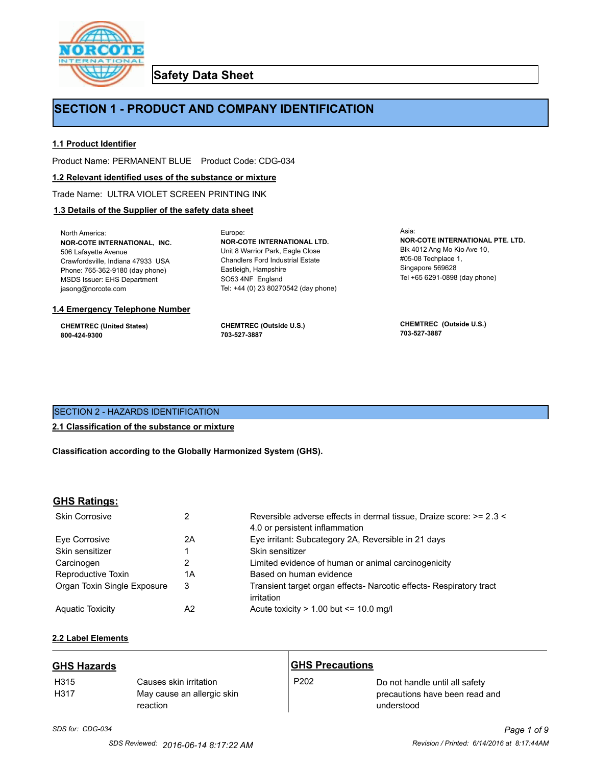# Safety Data Sheet

## SECTION 1 - PRODUCT AND COMPANY IDENTIFICATION

### 1.1 Product Identifier

Product Name: PERMANENT BLUE    Product Code: CDG-034

### 1.2 Relevant identified uses of the substance or mixture

Trade Name: ULTRA VIOLET SCREEN PRINTING INK

### 1.3 Details of the Supplier of the safety data sheet

North America:
**NOR-COTE INTERNATIONAL, INC.**
506 Lafayette Avenue
Crawfordsville, Indiana 47933 USA
Phone: 765-362-9180 (day phone)
MSDS Issuer: EHS Department
jasong@norcote.com

Europe:
**NOR-COTE INTERNATIONAL LTD.**
Unit 8 Warrior Park, Eagle Close
Chandlers Ford Industrial Estate
Eastleigh, Hampshire
SO53 4NF England
Tel: +44 (0) 23 80270542 (day phone)

Asia:
**NOR-COTE INTERNATIONAL PTE. LTD.**
Blk 4012 Ang Mo Kio Ave 10,
#05-08 Techplace 1,
Singapore 569628
Tel +65 6291-0898 (day phone)

### 1.4 Emergency Telephone Number

**CHEMTREC (United States)**
**800-424-9300**

**CHEMTREC (Outside U.S.)**
**703-527-3887**

**CHEMTREC (Outside U.S.)**
**703-527-3887**

## SECTION 2 - HAZARDS IDENTIFICATION

### 2.1 Classification of the substance or mixture

**Classification according to the Globally Harmonized System (GHS).**

### GHS Ratings:

| | | |
|---|---|---|
| Skin Corrosive | 2 | Reversible adverse effects in dermal tissue, Draize score: >= 2.3 < 4.0 or persistent inflammation |
| Eye Corrosive | 2A | Eye irritant: Subcategory 2A, Reversible in 21 days |
| Skin sensitizer | 1 | Skin sensitizer |
| Carcinogen | 2 | Limited evidence of human or animal carcinogenicity |
| Reproductive Toxin | 1A | Based on human evidence |
| Organ Toxin Single Exposure | 3 | Transient target organ effects- Narcotic effects- Respiratory tract irritation |
| Aquatic Toxicity | A2 | Acute toxicity > 1.00 but <= 10.0 mg/l |

### 2.2 Label Elements

**GHS Hazards**

| | |
|---|---|
| H315 | Causes skin irritation |
| H317 | May cause an allergic skin reaction |

**GHS Precautions**

| | |
|---|---|
| P202 | Do not handle until all safety precautions have been read and understood |

*SDS for: CDG-034*

SDS Reviewed: 2016-06-14 8:17:22 AM    Revision / Printed: 6/14/2016 at 8:17:44AM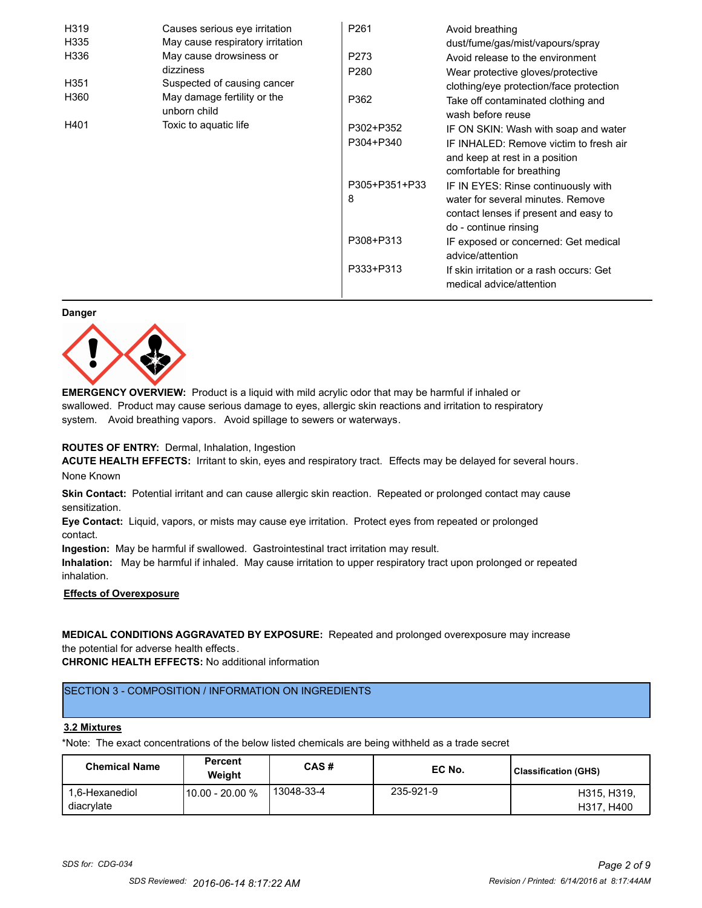| | | | |
|---|---|---|---|
| H319 | Causes serious eye irritation | P261 | Avoid breathing dust/fume/gas/mist/vapours/spray |
| H335 | May cause respiratory irritation | P273 | Avoid release to the environment |
| H336 | May cause drowsiness or dizziness | P280 | Wear protective gloves/protective clothing/eye protection/face protection |
| H351 | Suspected of causing cancer | P362 | Take off contaminated clothing and wash before reuse |
| H360 | May damage fertility or the unborn child | P302+P352 | IF ON SKIN: Wash with soap and water |
| H401 | Toxic to aquatic life | P304+P340 | IF INHALED: Remove victim to fresh air and keep at rest in a position comfortable for breathing |
| | | P305+P351+P338 | IF IN EYES: Rinse continuously with water for several minutes. Remove contact lenses if present and easy to do - continue rinsing |
| | | P308+P313 | IF exposed or concerned: Get medical advice/attention |
| | | P333+P313 | If skin irritation or a rash occurs: Get medical advice/attention |

**Danger**

**EMERGENCY OVERVIEW:** Product is a liquid with mild acrylic odor that may be harmful if inhaled or swallowed. Product may cause serious damage to eyes, allergic skin reactions and irritation to respiratory system. Avoid breathing vapors. Avoid spillage to sewers or waterways.

**ROUTES OF ENTRY:** Dermal, Inhalation, Ingestion

**ACUTE HEALTH EFFECTS:** Irritant to skin, eyes and respiratory tract. Effects may be delayed for several hours.

None Known

**Skin Contact:** Potential irritant and can cause allergic skin reaction. Repeated or prolonged contact may cause sensitization.

**Eye Contact:** Liquid, vapors, or mists may cause eye irritation. Protect eyes from repeated or prolonged contact.

**Ingestion:** May be harmful if swallowed. Gastrointestinal tract irritation may result.

**Inhalation:** May be harmful if inhaled. May cause irritation to upper respiratory tract upon prolonged or repeated inhalation.

**Effects of Overexposure**

**MEDICAL CONDITIONS AGGRAVATED BY EXPOSURE:** Repeated and prolonged overexposure may increase the potential for adverse health effects.

**CHRONIC HEALTH EFFECTS:** No additional information

## SECTION 3 - COMPOSITION / INFORMATION ON INGREDIENTS

### 3.2 Mixtures

*Note: The exact concentrations of the below listed chemicals are being withheld as a trade secret

| Chemical Name | Percent Weight | CAS # | EC No. | Classification (GHS) |
|---|---|---|---|---|
| 1,6-Hexanediol diacrylate | 10.00 - 20.00 % | 13048-33-4 | 235-921-9 | H315, H319, H317, H400 |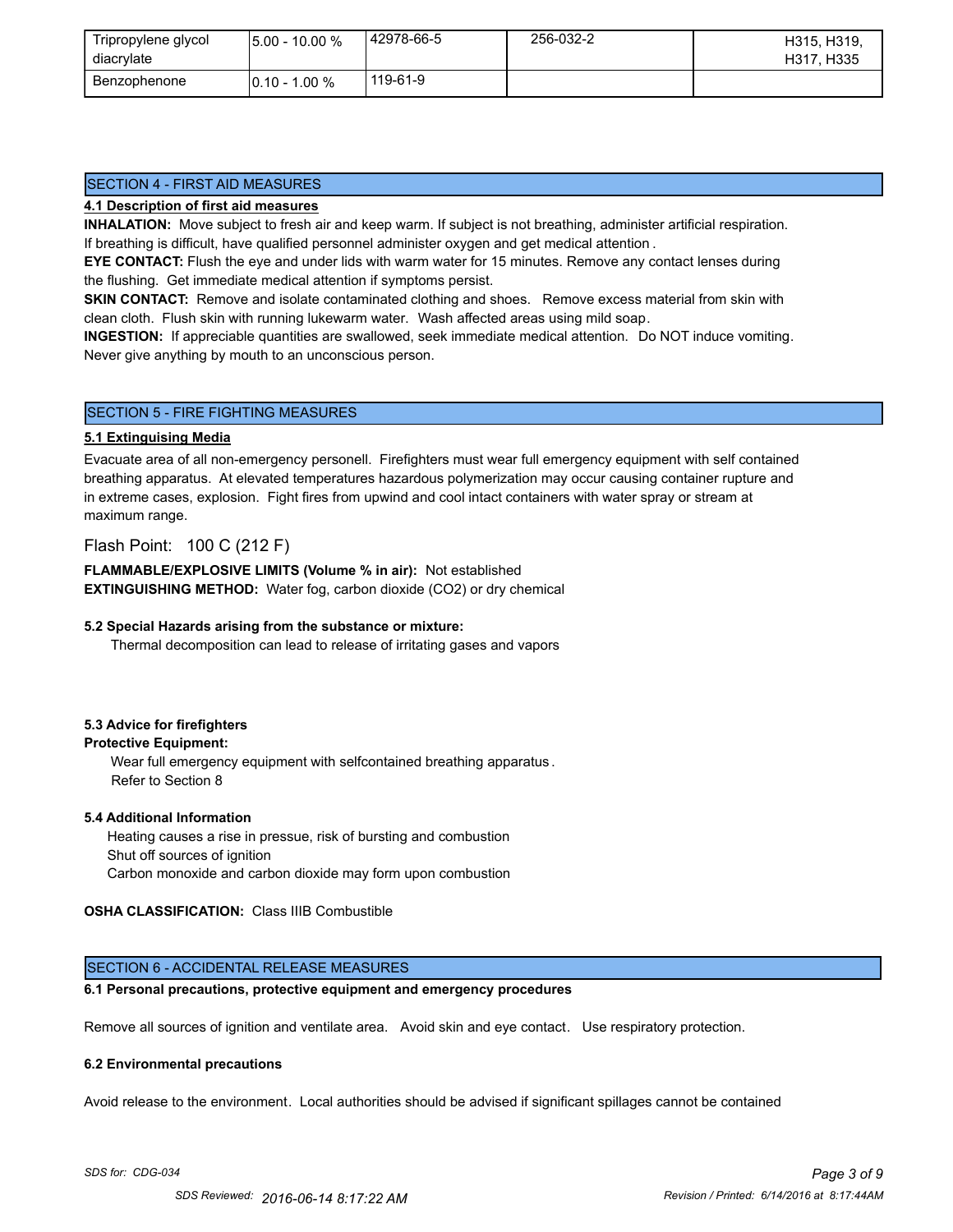| Tripropylene glycol diacrylate | 5.00 - 10.00 % | 42978-66-5 | 256-032-2 | H315, H319, H317, H335 |
|---|---|---|---|---|
| Benzophenone | 0.10 - 1.00 % | 119-61-9 | | |

## SECTION 4 - FIRST AID MEASURES

**4.1 Description of first aid measures**

**INHALATION:** Move subject to fresh air and keep warm. If subject is not breathing, administer artificial respiration. If breathing is difficult, have qualified personnel administer oxygen and get medical attention .

**EYE CONTACT:** Flush the eye and under lids with warm water for 15 minutes. Remove any contact lenses during the flushing. Get immediate medical attention if symptoms persist.

**SKIN CONTACT:** Remove and isolate contaminated clothing and shoes. Remove excess material from skin with clean cloth. Flush skin with running lukewarm water. Wash affected areas using mild soap.

**INGESTION:** If appreciable quantities are swallowed, seek immediate medical attention. Do NOT induce vomiting. Never give anything by mouth to an unconscious person.

## SECTION 5 - FIRE FIGHTING MEASURES

**5.1 Extinguising Media**

Evacuate area of all non-emergency personell. Firefighters must wear full emergency equipment with self contained breathing apparatus. At elevated temperatures hazardous polymerization may occur causing container rupture and in extreme cases, explosion. Fight fires from upwind and cool intact containers with water spray or stream at maximum range.

Flash Point: 100 C (212 F)

**FLAMMABLE/EXPLOSIVE LIMITS (Volume % in air):** Not established

**EXTINGUISHING METHOD:** Water fog, carbon dioxide (CO2) or dry chemical

**5.2 Special Hazards arising from the substance or mixture:**

Thermal decomposition can lead to release of irritating gases and vapors

**5.3 Advice for firefighters**

**Protective Equipment:**

Wear full emergency equipment with selfcontained breathing apparatus .
Refer to Section 8

**5.4 Additional Information**

Heating causes a rise in pressue, risk of bursting and combustion
Shut off sources of ignition
Carbon monoxide and carbon dioxide may form upon combustion

**OSHA CLASSIFICATION:** Class IIIB Combustible

## SECTION 6 - ACCIDENTAL RELEASE MEASURES

**6.1 Personal precautions, protective equipment and emergency procedures**

Remove all sources of ignition and ventilate area. Avoid skin and eye contact. Use respiratory protection.

**6.2 Environmental precautions**

Avoid release to the environment. Local authorities should be advised if significant spillages cannot be contained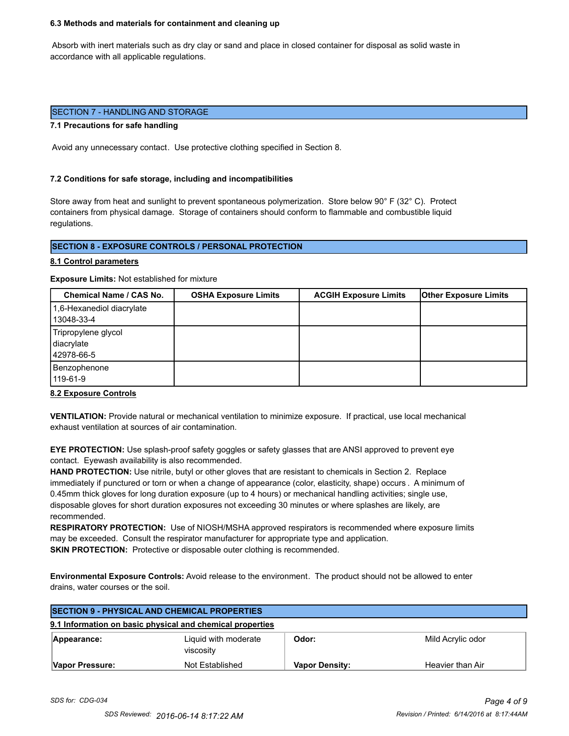**6.3 Methods and materials for containment and cleaning up**

Absorb with inert materials such as dry clay or sand and place in closed container for disposal as solid waste in accordance with all applicable regulations.

## SECTION 7 - HANDLING AND STORAGE

**7.1 Precautions for safe handling**

Avoid any unnecessary contact. Use protective clothing specified in Section 8.

**7.2 Conditions for safe storage, including and incompatibilities**

Store away from heat and sunlight to prevent spontaneous polymerization. Store below 90° F (32° C). Protect containers from physical damage. Storage of containers should conform to flammable and combustible liquid regulations.

## SECTION 8 - EXPOSURE CONTROLS / PERSONAL PROTECTION

**8.1 Control parameters**

**Exposure Limits:** Not established for mixture

| Chemical Name / CAS No. | OSHA Exposure Limits | ACGIH Exposure Limits | Other Exposure Limits |
|---|---|---|---|
| 1,6-Hexanediol diacrylate 13048-33-4 | | | |
| Tripropylene glycol diacrylate 42978-66-5 | | | |
| Benzophenone 119-61-9 | | | |

**8.2 Exposure Controls**

**VENTILATION:** Provide natural or mechanical ventilation to minimize exposure. If practical, use local mechanical exhaust ventilation at sources of air contamination.

**EYE PROTECTION:** Use splash-proof safety goggles or safety glasses that are ANSI approved to prevent eye contact. Eyewash availability is also recommended.

**HAND PROTECTION:** Use nitrile, butyl or other gloves that are resistant to chemicals in Section 2. Replace immediately if punctured or torn or when a change of appearance (color, elasticity, shape) occurs . A minimum of 0.45mm thick gloves for long duration exposure (up to 4 hours) or mechanical handling activities; single use, disposable gloves for short duration exposures not exceeding 30 minutes or where splashes are likely, are recommended.

**RESPIRATORY PROTECTION:** Use of NIOSH/MSHA approved respirators is recommended where exposure limits may be exceeded. Consult the respirator manufacturer for appropriate type and application.

**SKIN PROTECTION:** Protective or disposable outer clothing is recommended.

**Environmental Exposure Controls:** Avoid release to the environment. The product should not be allowed to enter drains, water courses or the soil.

## SECTION 9 - PHYSICAL AND CHEMICAL PROPERTIES

**9.1 Information on basic physical and chemical properties**

| | | | |
|---|---|---|---|
| **Appearance:** | Liquid with moderate viscosity | **Odor:** | Mild Acrylic odor |
| **Vapor Pressure:** | Not Established | **Vapor Density:** | Heavier than Air |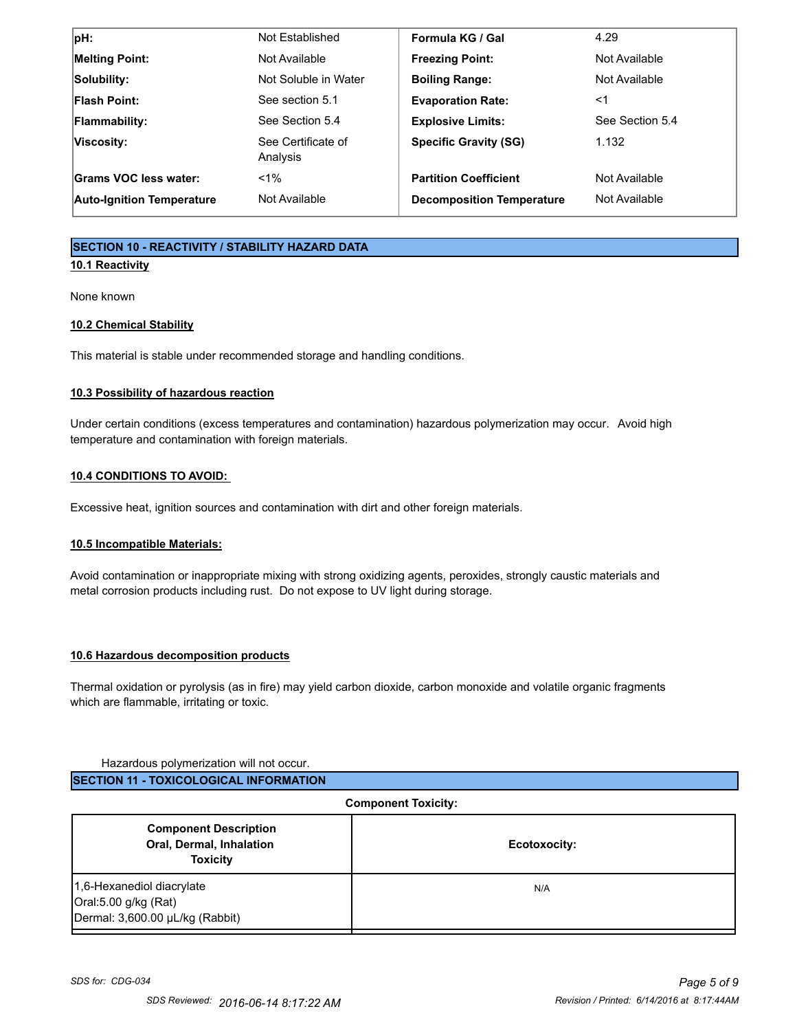| | | | |
|---|---|---|---|
| **pH:** | Not Established | **Formula KG / Gal** | 4.29 |
| **Melting Point:** | Not Available | **Freezing Point:** | Not Available |
| **Solubility:** | Not Soluble in Water | **Boiling Range:** | Not Available |
| **Flash Point:** | See section 5.1 | **Evaporation Rate:** | <1 |
| **Flammability:** | See Section 5.4 | **Explosive Limits:** | See Section 5.4 |
| **Viscosity:** | See Certificate of Analysis | **Specific Gravity (SG)** | 1.132 |
| **Grams VOC less water:** | <1% | **Partition Coefficient** | Not Available |
| **Auto-Ignition Temperature** | Not Available | **Decomposition Temperature** | Not Available |

## SECTION 10 - REACTIVITY / STABILITY HAZARD DATA

### 10.1 Reactivity

None known

### 10.2 Chemical Stability

This material is stable under recommended storage and handling conditions.

### 10.3 Possibility of hazardous reaction

Under certain conditions (excess temperatures and contamination) hazardous polymerization may occur. Avoid high temperature and contamination with foreign materials.

### 10.4 CONDITIONS TO AVOID:

Excessive heat, ignition sources and contamination with dirt and other foreign materials.

### 10.5 Incompatible Materials:

Avoid contamination or inappropriate mixing with strong oxidizing agents, peroxides, strongly caustic materials and metal corrosion products including rust. Do not expose to UV light during storage.

### 10.6 Hazardous decomposition products

Thermal oxidation or pyrolysis (as in fire) may yield carbon dioxide, carbon monoxide and volatile organic fragments which are flammable, irritating or toxic.

Hazardous polymerization will not occur.

## SECTION 11 - TOXICOLOGICAL INFORMATION

**Component Toxicity:**

| Component Description Oral, Dermal, Inhalation Toxicity | Ecotoxocity: |
|---|---|
| 1,6-Hexanediol diacrylate<br>Oral:5.00 g/kg (Rat)<br>Dermal: 3,600.00 µL/kg (Rabbit) | N/A |

*SDS for: CDG-034*

*SDS Reviewed: 2016-06-14 8:17:22 AM* — *Revision / Printed: 6/14/2016 at 8:17:44AM*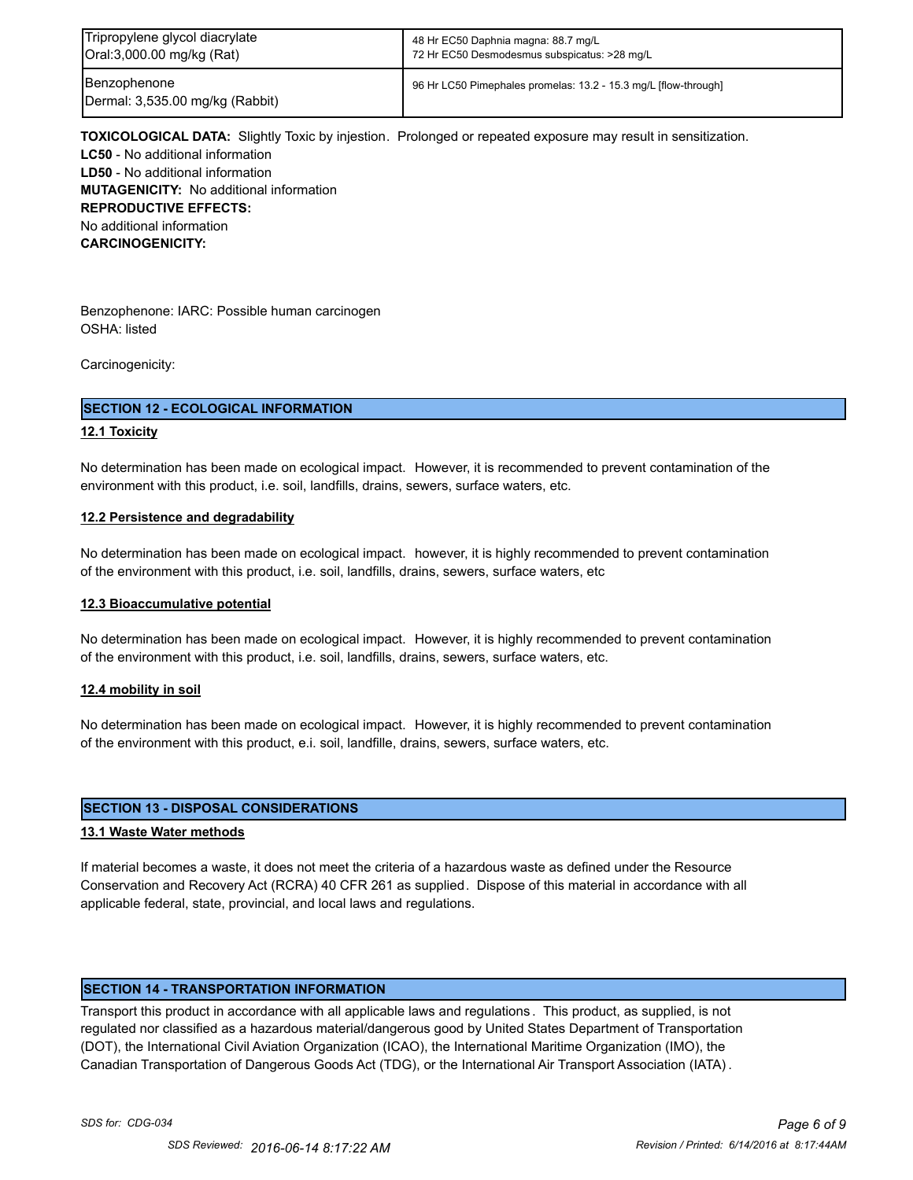| Tripropylene glycol diacrylate<br>Oral:3,000.00 mg/kg (Rat) | 48 Hr EC50 Daphnia magna: 88.7 mg/L<br>72 Hr EC50 Desmodesmus subspicatus: >28 mg/L |
|---|---|
| Benzophenone<br>Dermal: 3,535.00 mg/kg (Rabbit) | 96 Hr LC50 Pimephales promelas: 13.2 - 15.3 mg/L [flow-through] |

**TOXICOLOGICAL DATA:** Slightly Toxic by injestion. Prolonged or repeated exposure may result in sensitization.
**LC50** - No additional information
**LD50** - No additional information
**MUTAGENICITY:** No additional information
**REPRODUCTIVE EFFECTS:**
No additional information
**CARCINOGENICITY:**

Benzophenone: IARC: Possible human carcinogen
OSHA: listed

Carcinogenicity:

## SECTION 12 - ECOLOGICAL INFORMATION

### 12.1 Toxicity

No determination has been made on ecological impact. However, it is recommended to prevent contamination of the environment with this product, i.e. soil, landfills, drains, sewers, surface waters, etc.

### 12.2 Persistence and degradability

No determination has been made on ecological impact. however, it is highly recommended to prevent contamination of the environment with this product, i.e. soil, landfills, drains, sewers, surface waters, etc

### 12.3 Bioaccumulative potential

No determination has been made on ecological impact. However, it is highly recommended to prevent contamination of the environment with this product, i.e. soil, landfills, drains, sewers, surface waters, etc.

### 12.4 mobility in soil

No determination has been made on ecological impact. However, it is highly recommended to prevent contamination of the environment with this product, e.i. soil, landfille, drains, sewers, surface waters, etc.

## SECTION 13 - DISPOSAL CONSIDERATIONS

### 13.1 Waste Water methods

If material becomes a waste, it does not meet the criteria of a hazardous waste as defined under the Resource Conservation and Recovery Act (RCRA) 40 CFR 261 as supplied. Dispose of this material in accordance with all applicable federal, state, provincial, and local laws and regulations.

## SECTION 14 - TRANSPORTATION INFORMATION

Transport this product in accordance with all applicable laws and regulations. This product, as supplied, is not regulated nor classified as a hazardous material/dangerous good by United States Department of Transportation (DOT), the International Civil Aviation Organization (ICAO), the International Maritime Organization (IMO), the Canadian Transportation of Dangerous Goods Act (TDG), or the International Air Transport Association (IATA).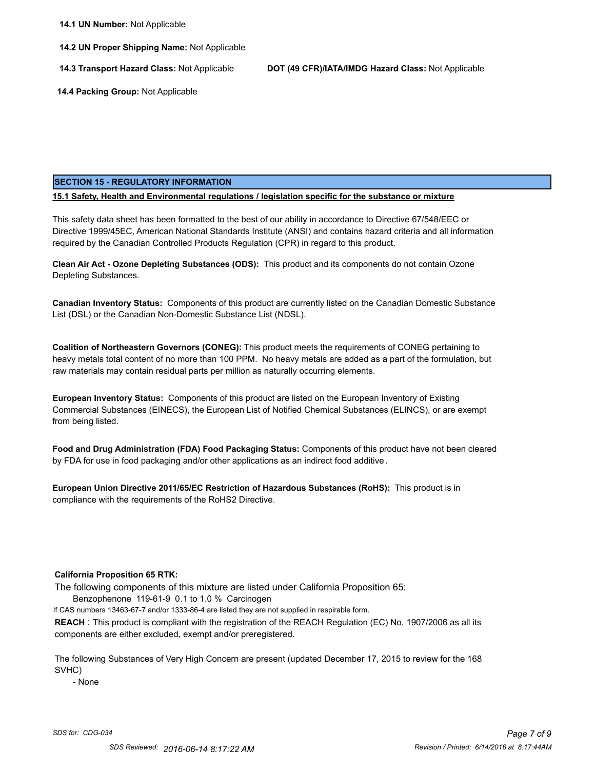**14.1 UN Number:** Not Applicable

**14.2 UN Proper Shipping Name:** Not Applicable

**14.3 Transport Hazard Class:** Not Applicable

**DOT (49 CFR)/IATA/IMDG Hazard Class:** Not Applicable

**14.4 Packing Group:** Not Applicable

## SECTION 15 - REGULATORY INFORMATION

**15.1 Safety, Health and Environmental regulations / legislation specific for the substance or mixture**

This safety data sheet has been formatted to the best of our ability in accordance to Directive 67/548/EEC or Directive 1999/45EC, American National Standards Institute (ANSI) and contains hazard criteria and all information required by the Canadian Controlled Products Regulation (CPR) in regard to this product.

**Clean Air Act - Ozone Depleting Substances (ODS):** This product and its components do not contain Ozone Depleting Substances.

**Canadian Inventory Status:** Components of this product are currently listed on the Canadian Domestic Substance List (DSL) or the Canadian Non-Domestic Substance List (NDSL).

**Coalition of Northeastern Governors (CONEG):** This product meets the requirements of CONEG pertaining to heavy metals total content of no more than 100 PPM. No heavy metals are added as a part of the formulation, but raw materials may contain residual parts per million as naturally occurring elements.

**European Inventory Status:** Components of this product are listed on the European Inventory of Existing Commercial Substances (EINECS), the European List of Notified Chemical Substances (ELINCS), or are exempt from being listed.

**Food and Drug Administration (FDA) Food Packaging Status:** Components of this product have not been cleared by FDA for use in food packaging and/or other applications as an indirect food additive .

**European Union Directive 2011/65/EC Restriction of Hazardous Substances (RoHS):** This product is in compliance with the requirements of the RoHS2 Directive.

**California Proposition 65 RTK:**

The following components of this mixture are listed under California Proposition 65:

Benzophenone 119-61-9 0.1 to 1.0 % Carcinogen

If CAS numbers 13463-67-7 and/or 1333-86-4 are listed they are not supplied in respirable form.

**REACH** : This product is compliant with the registration of the REACH Regulation (EC) No. 1907/2006 as all its components are either excluded, exempt and/or preregistered.

The following Substances of Very High Concern are present (updated December 17, 2015 to review for the 168 SVHC)

- None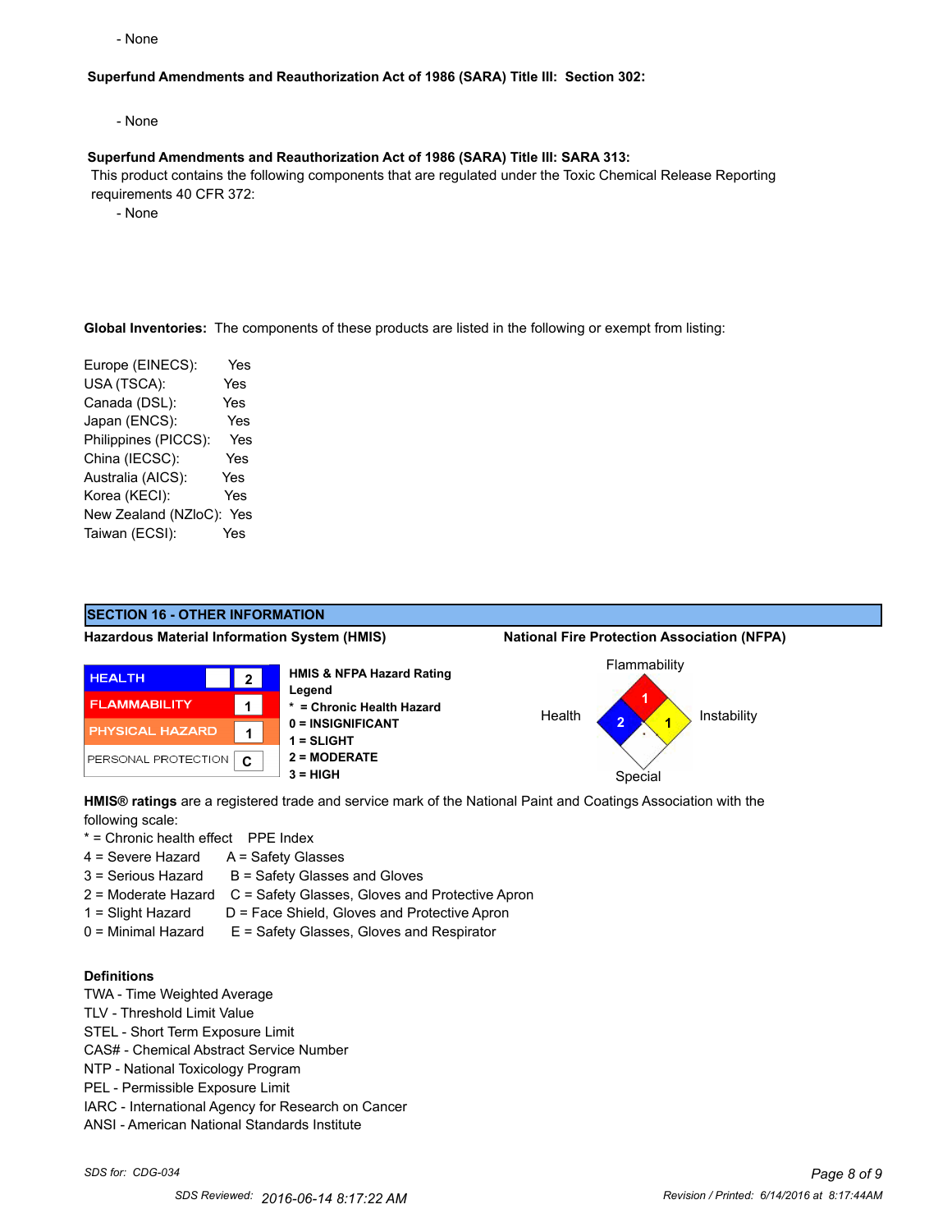- None

**Superfund Amendments and Reauthorization Act of 1986 (SARA) Title III: Section 302:**

- None

**Superfund Amendments and Reauthorization Act of 1986 (SARA) Title III: SARA 313:**

This product contains the following components that are regulated under the Toxic Chemical Release Reporting requirements 40 CFR 372:

- None

**Global Inventories:** The components of these products are listed in the following or exempt from listing:

| | |
|---|---|
| Europe (EINECS): | Yes |
| USA (TSCA): | Yes |
| Canada (DSL): | Yes |
| Japan (ENCS): | Yes |
| Philippines (PICCS): | Yes |
| China (IECSC): | Yes |
| Australia (AICS): | Yes |
| Korea (KECI): | Yes |
| New Zealand (NZloC): | Yes |
| Taiwan (ECSI): | Yes |

## SECTION 16 - OTHER INFORMATION

**Hazardous Material Information System (HMIS)**

| | |
|---|---|
| HEALTH | 2 |
| FLAMMABILITY | 1 |
| PHYSICAL HAZARD | 1 |
| PERSONAL PROTECTION | C |

**HMIS & NFPA Hazard Rating Legend**
- **\* = Chronic Health Hazard**
- **0 = INSIGNIFICANT**
- **1 = SLIGHT**
- **2 = MODERATE**
- **3 = HIGH**

**National Fire Protection Association (NFPA)**

| | |
|---|---|
| Flammability | 1 |
| Health | 2 |
| Instability | 1 |
| Special | |

**HMIS® ratings** are a registered trade and service mark of the National Paint and Coatings Association with the following scale:

| | |
|---|---|
| * = Chronic health effect | PPE Index |
| 4 = Severe Hazard | A = Safety Glasses |
| 3 = Serious Hazard | B = Safety Glasses and Gloves |
| 2 = Moderate Hazard | C = Safety Glasses, Gloves and Protective Apron |
| 1 = Slight Hazard | D = Face Shield, Gloves and Protective Apron |
| 0 = Minimal Hazard | E = Safety Glasses, Gloves and Respirator |

**Definitions**

TWA - Time Weighted Average
TLV - Threshold Limit Value
STEL - Short Term Exposure Limit
CAS# - Chemical Abstract Service Number
NTP - National Toxicology Program
PEL - Permissible Exposure Limit
IARC - International Agency for Research on Cancer
ANSI - American National Standards Institute

*SDS for: CDG-034*

SDS Reviewed: 2016-06-14 8:17:22 AM

*Revision / Printed: 6/14/2016 at 8:17:44AM*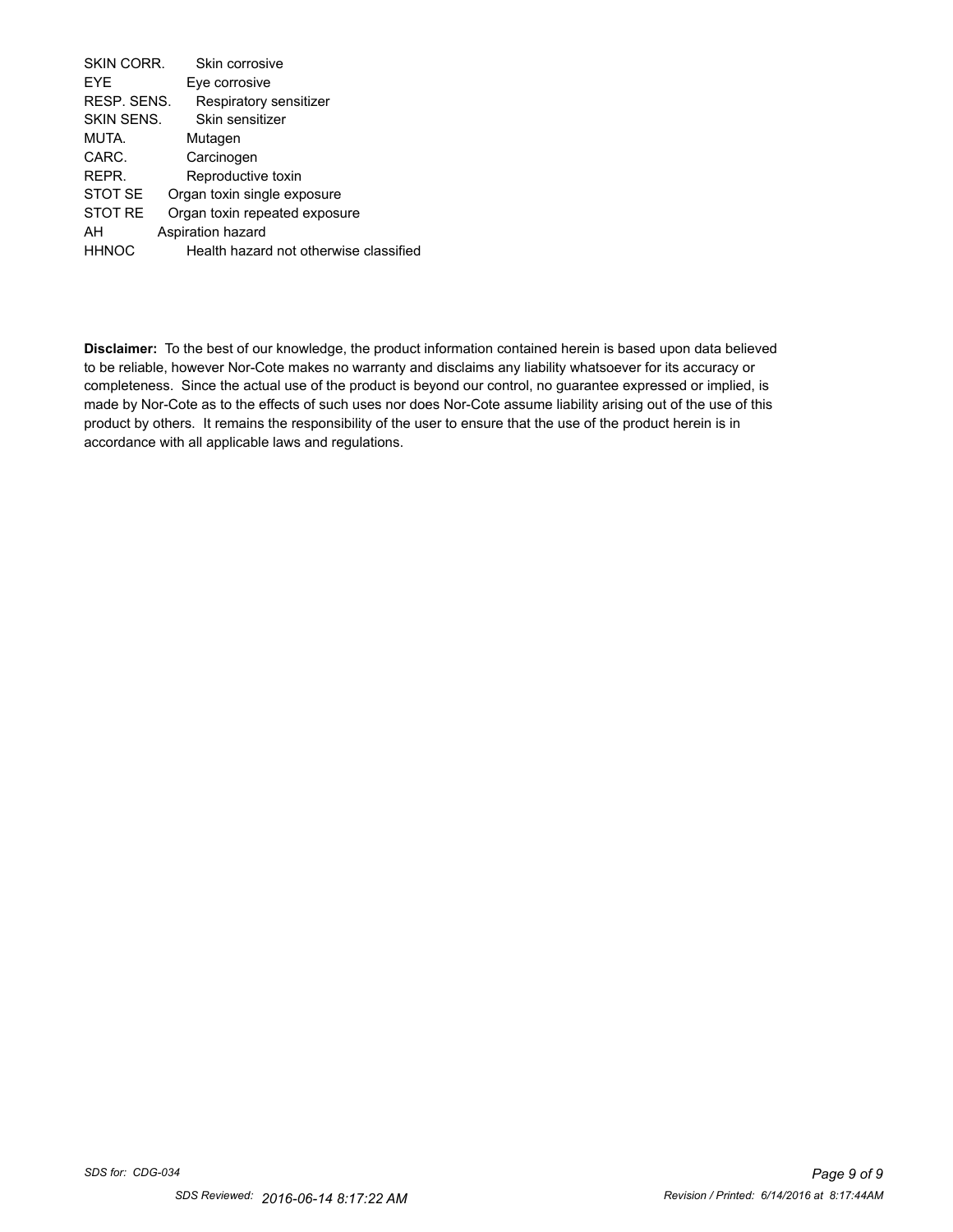| | |
|---|---|
| SKIN CORR. | Skin corrosive |
| EYE | Eye corrosive |
| RESP. SENS. | Respiratory sensitizer |
| SKIN SENS. | Skin sensitizer |
| MUTA. | Mutagen |
| CARC. | Carcinogen |
| REPR. | Reproductive toxin |
| STOT SE | Organ toxin single exposure |
| STOT RE | Organ toxin repeated exposure |
| AH | Aspiration hazard |
| HHNOC | Health hazard not otherwise classified |

**Disclaimer:** To the best of our knowledge, the product information contained herein is based upon data believed to be reliable, however Nor-Cote makes no warranty and disclaims any liability whatsoever for its accuracy or completeness. Since the actual use of the product is beyond our control, no guarantee expressed or implied, is made by Nor-Cote as to the effects of such uses nor does Nor-Cote assume liability arising out of the use of this product by others. It remains the responsibility of the user to ensure that the use of the product herein is in accordance with all applicable laws and regulations.